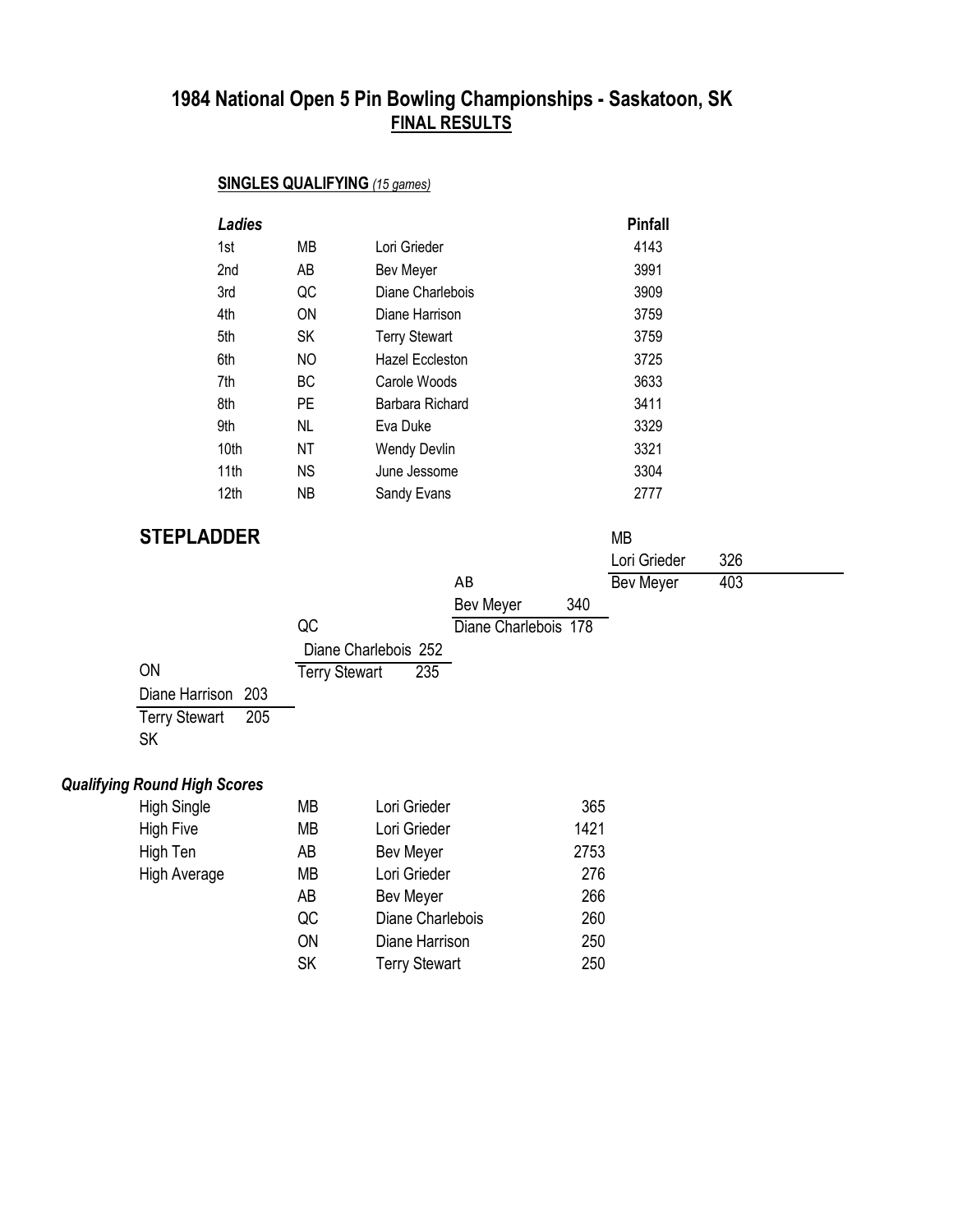# 1984 National Open 5 Pin Bowling Championships - Saskatoon, SK

## FINAL RESULTS

### SINGLES QUALIFYING *(15 games)*

| *Ladies* | | | Pinfall |
|---|---|---|---|
| 1st | MB | Lori Grieder | 4143 |
| 2nd | AB | Bev Meyer | 3991 |
| 3rd | QC | Diane Charlebois | 3909 |
| 4th | ON | Diane Harrison | 3759 |
| 5th | SK | Terry Stewart | 3759 |
| 6th | NO | Hazel Eccleston | 3725 |
| 7th | BC | Carole Woods | 3633 |
| 8th | PE | Barbara Richard | 3411 |
| 9th | NL | Eva Duke | 3329 |
| 10th | NT | Wendy Devlin | 3321 |
| 11th | NS | June Jessome | 3304 |
| 12th | NB | Sandy Evans | 2777 |

## STEPLADDER

| Match | Player | Score |
|---|---|---|
| 1 | ON Diane Harrison | 203 |
| | SK Terry Stewart | 205 |
| 2 | QC Diane Charlebois | 252 |
| | Terry Stewart | 235 |
| 3 | AB Bev Meyer | 340 |
| | Diane Charlebois | 178 |
| 4 | MB Lori Grieder | 326 |
| | Bev Meyer | 403 |

### *Qualifying Round High Scores*

| | | | |
|---|---|---|---|
| High Single | MB | Lori Grieder | 365 |
| High Five | MB | Lori Grieder | 1421 |
| High Ten | AB | Bev Meyer | 2753 |
| High Average | MB | Lori Grieder | 276 |
| | AB | Bev Meyer | 266 |
| | QC | Diane Charlebois | 260 |
| | ON | Diane Harrison | 250 |
| | SK | Terry Stewart | 250 |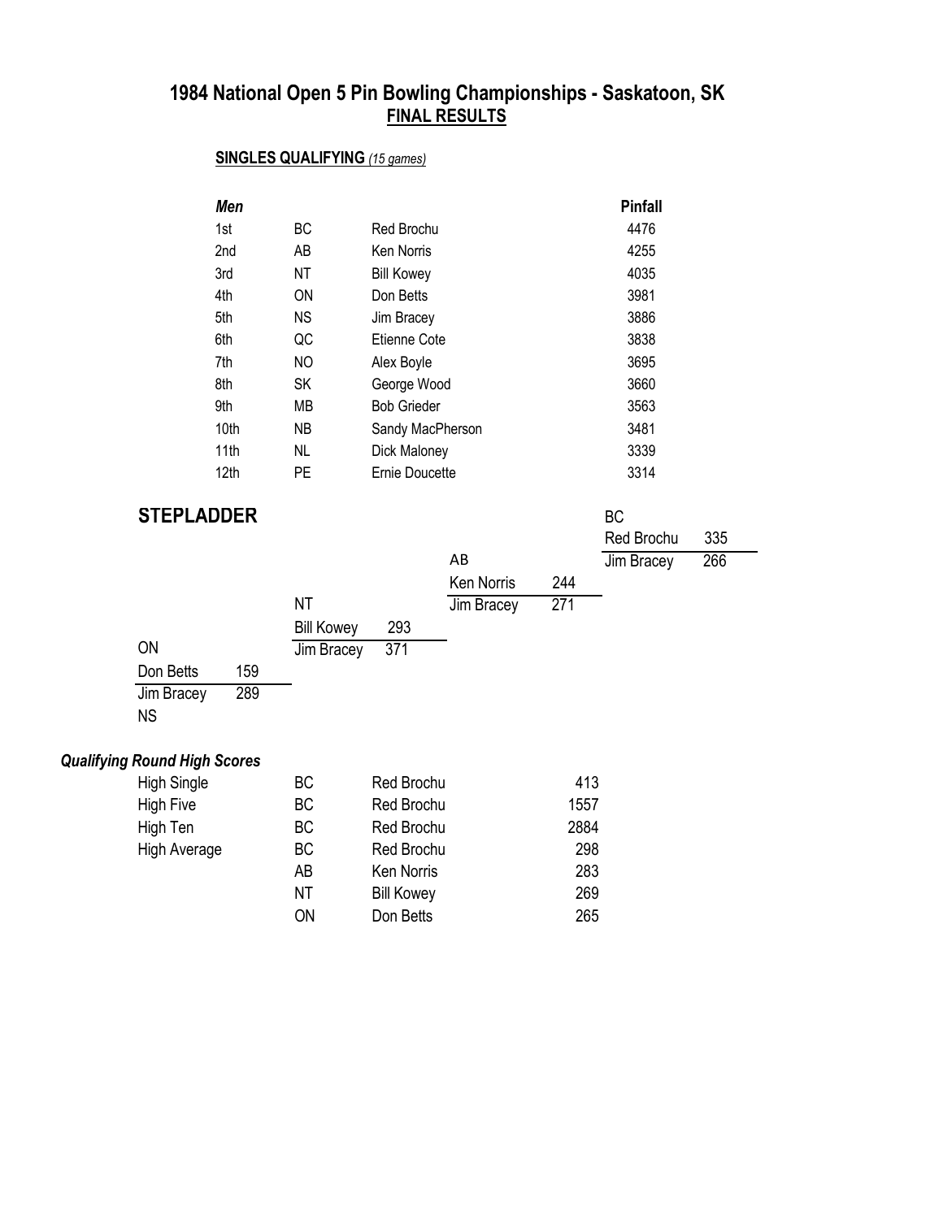# 1984 National Open 5 Pin Bowling Championships - Saskatoon, SK

## FINAL RESULTS

### SINGLES QUALIFYING *(15 games)*

| *Men* | | | Pinfall |
|---|---|---|---|
| 1st | BC | Red Brochu | 4476 |
| 2nd | AB | Ken Norris | 4255 |
| 3rd | NT | Bill Kowey | 4035 |
| 4th | ON | Don Betts | 3981 |
| 5th | NS | Jim Bracey | 3886 |
| 6th | QC | Etienne Cote | 3838 |
| 7th | NO | Alex Boyle | 3695 |
| 8th | SK | George Wood | 3660 |
| 9th | MB | Bob Grieder | 3563 |
| 10th | NB | Sandy MacPherson | 3481 |
| 11th | NL | Dick Maloney | 3339 |
| 12th | PE | Ernie Doucette | 3314 |

## STEPLADDER

| Match | Bowler | Score | Bowler | Score |
|---|---|---|---|---|
| 1 | Don Betts (ON) | 159 | Jim Bracey (NS) | 289 |
| 2 | Bill Kowey (NT) | 293 | Jim Bracey | 371 |
| 3 | Ken Norris (AB) | 244 | Jim Bracey | 271 |
| 4 | Red Brochu (BC) | 335 | Jim Bracey | 266 |

### *Qualifying Round High Scores*

| | | | |
|---|---|---|---|
| High Single | BC | Red Brochu | 413 |
| High Five | BC | Red Brochu | 1557 |
| High Ten | BC | Red Brochu | 2884 |
| High Average | BC | Red Brochu | 298 |
| | AB | Ken Norris | 283 |
| | NT | Bill Kowey | 269 |
| | ON | Don Betts | 265 |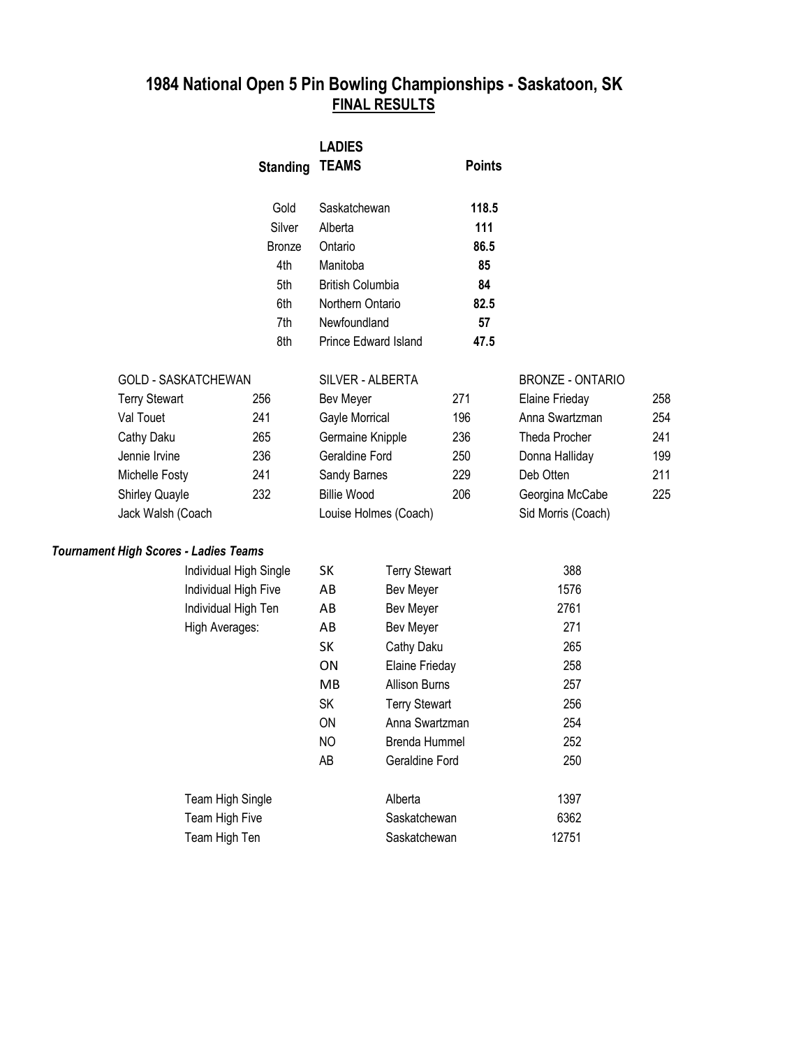# 1984 National Open 5 Pin Bowling Championships - Saskatoon, SK

## FINAL RESULTS

| Standing | LADIES TEAMS | Points |
|---|---|---|
| Gold | Saskatchewan | **118.5** |
| Silver | Alberta | **111** |
| Bronze | Ontario | **86.5** |
| 4th | Manitoba | **85** |
| 5th | British Columbia | **84** |
| 6th | Northern Ontario | **82.5** |
| 7th | Newfoundland | **57** |
| 8th | Prince Edward Island | **47.5** |

| GOLD - SASKATCHEWAN | | SILVER - ALBERTA | | BRONZE - ONTARIO | |
|---|---|---|---|---|---|
| Terry Stewart | 256 | Bev Meyer | 271 | Elaine Frieday | 258 |
| Val Touet | 241 | Gayle Morrical | 196 | Anna Swartzman | 254 |
| Cathy Daku | 265 | Germaine Knipple | 236 | Theda Procher | 241 |
| Jennie Irvine | 236 | Geraldine Ford | 250 | Donna Halliday | 199 |
| Michelle Fosty | 241 | Sandy Barnes | 229 | Deb Otten | 211 |
| Shirley Quayle | 232 | Billie Wood | 206 | Georgina McCabe | 225 |
| Jack Walsh (Coach | | Louise Holmes (Coach) | | Sid Morris (Coach) | |

***Tournament High Scores - Ladies Teams***

| | | | |
|---|---|---|---|
| Individual High Single | SK | Terry Stewart | 388 |
| Individual High Five | AB | Bev Meyer | 1576 |
| Individual High Ten | AB | Bev Meyer | 2761 |
| High Averages: | AB | Bev Meyer | 271 |
| | SK | Cathy Daku | 265 |
| | ON | Elaine Frieday | 258 |
| | MB | Allison Burns | 257 |
| | SK | Terry Stewart | 256 |
| | ON | Anna Swartzman | 254 |
| | NO | Brenda Hummel | 252 |
| | AB | Geraldine Ford | 250 |
| | | | |
| Team High Single | | Alberta | 1397 |
| Team High Five | | Saskatchewan | 6362 |
| Team High Ten | | Saskatchewan | 12751 |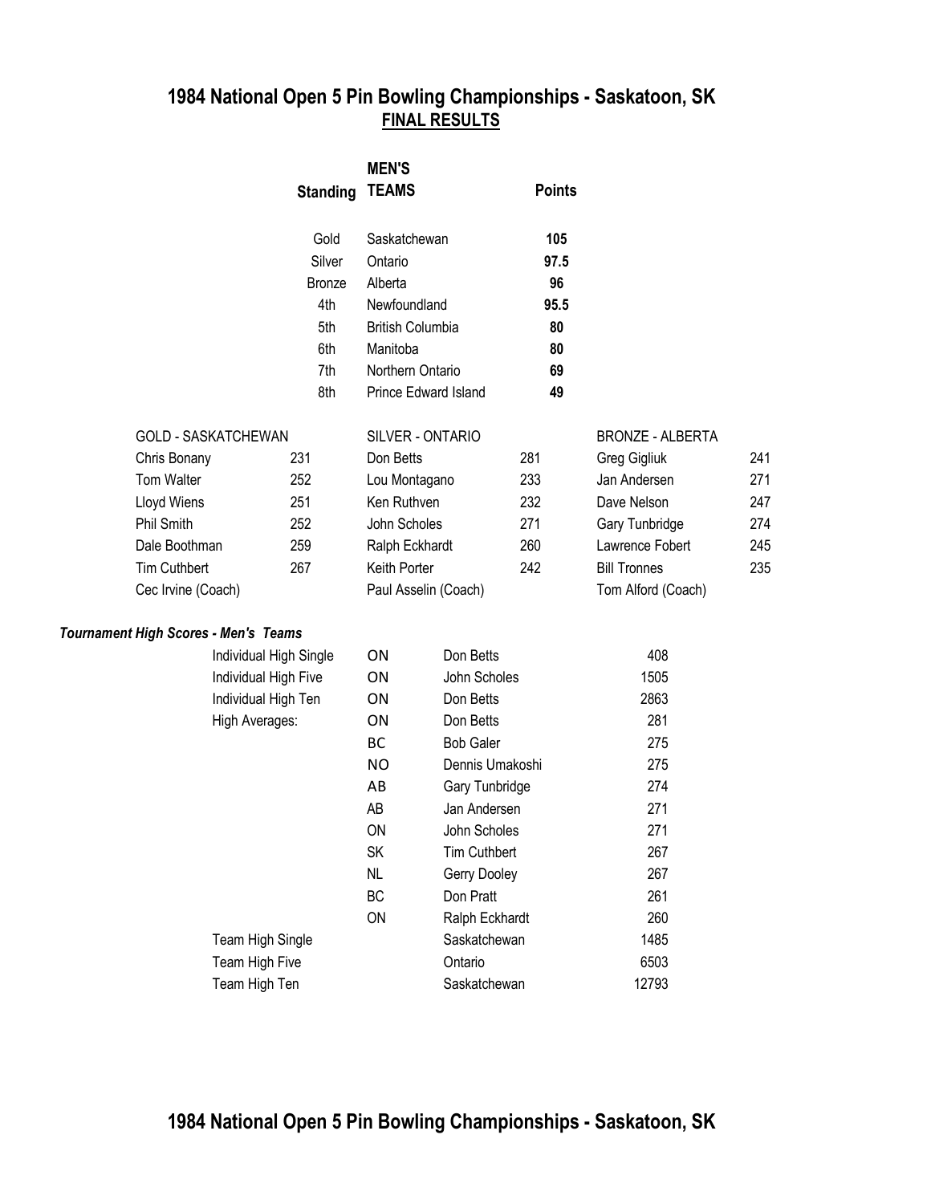# 1984 National Open 5 Pin Bowling Championships - Saskatoon, SK

## FINAL RESULTS

| Standing | MEN'S TEAMS | Points |
|---|---|---|
| Gold | Saskatchewan | **105** |
| Silver | Ontario | **97.5** |
| Bronze | Alberta | **96** |
| 4th | Newfoundland | **95.5** |
| 5th | British Columbia | **80** |
| 6th | Manitoba | **80** |
| 7th | Northern Ontario | **69** |
| 8th | Prince Edward Island | **49** |

| GOLD - SASKATCHEWAN | | SILVER - ONTARIO | | BRONZE - ALBERTA | |
|---|---|---|---|---|---|
| Chris Bonany | 231 | Don Betts | 281 | Greg Gigliuk | 241 |
| Tom Walter | 252 | Lou Montagano | 233 | Jan Andersen | 271 |
| Lloyd Wiens | 251 | Ken Ruthven | 232 | Dave Nelson | 247 |
| Phil Smith | 252 | John Scholes | 271 | Gary Tunbridge | 274 |
| Dale Boothman | 259 | Ralph Eckhardt | 260 | Lawrence Fobert | 245 |
| Tim Cuthbert | 267 | Keith Porter | 242 | Bill Tronnes | 235 |
| Cec Irvine (Coach) | | Paul Asselin (Coach) | | Tom Alford (Coach) | |

***Tournament High Scores - Men's Teams***

| | | | |
|---|---|---|---|
| Individual High Single | ON | Don Betts | 408 |
| Individual High Five | ON | John Scholes | 1505 |
| Individual High Ten | ON | Don Betts | 2863 |
| High Averages: | ON | Don Betts | 281 |
| | BC | Bob Galer | 275 |
| | NO | Dennis Umakoshi | 275 |
| | AB | Gary Tunbridge | 274 |
| | AB | Jan Andersen | 271 |
| | ON | John Scholes | 271 |
| | SK | Tim Cuthbert | 267 |
| | NL | Gerry Dooley | 267 |
| | BC | Don Pratt | 261 |
| | ON | Ralph Eckhardt | 260 |
| Team High Single | | Saskatchewan | 1485 |
| Team High Five | | Ontario | 6503 |
| Team High Ten | | Saskatchewan | 12793 |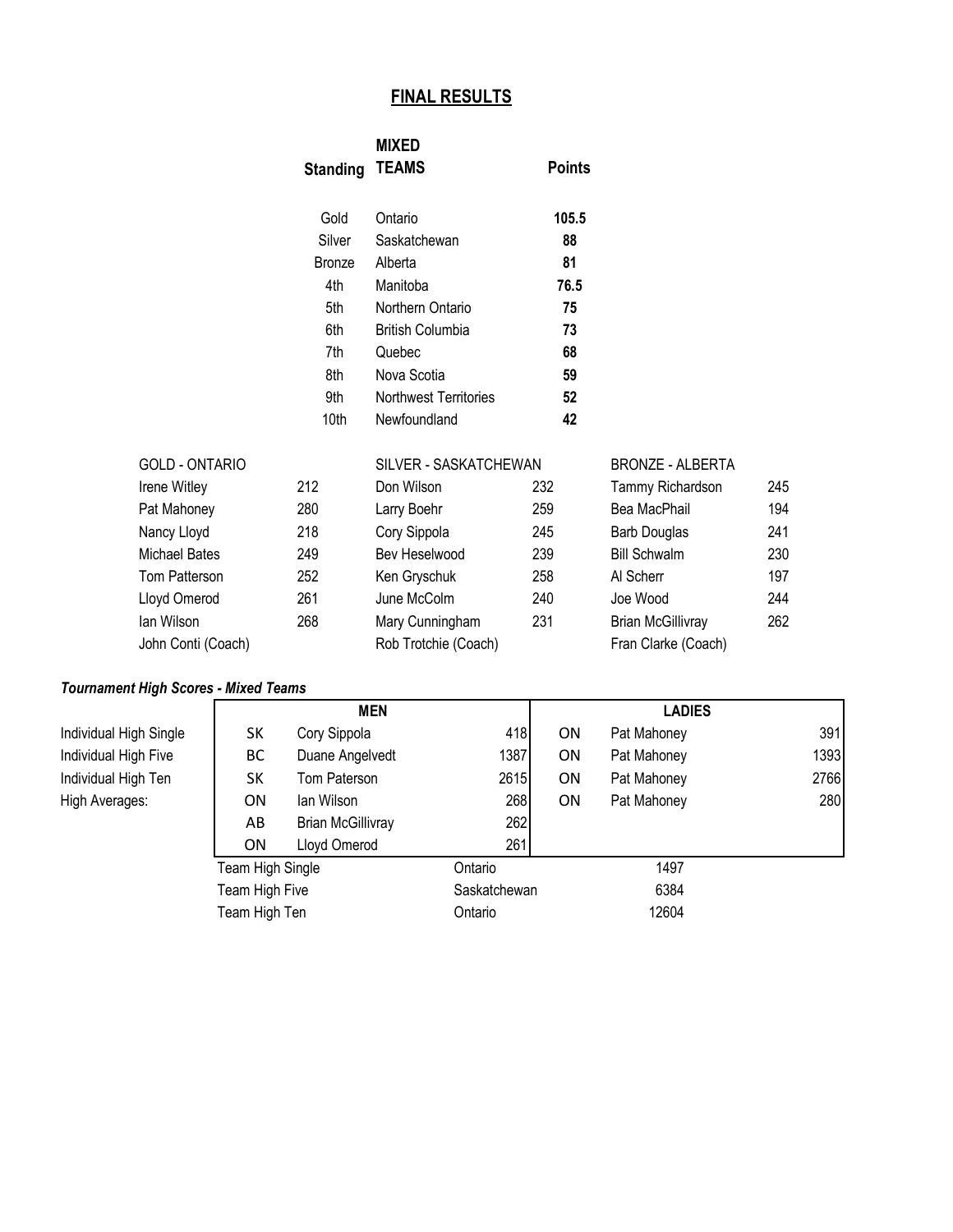## FINAL RESULTS

| Standing | MIXED TEAMS | Points |
|---|---|---|
| Gold | Ontario | **105.5** |
| Silver | Saskatchewan | **88** |
| Bronze | Alberta | **81** |
| 4th | Manitoba | **76.5** |
| 5th | Northern Ontario | **75** |
| 6th | British Columbia | **73** |
| 7th | Quebec | **68** |
| 8th | Nova Scotia | **59** |
| 9th | Northwest Territories | **52** |
| 10th | Newfoundland | **42** |

| GOLD - ONTARIO | | SILVER - SASKATCHEWAN | | BRONZE - ALBERTA | |
|---|---|---|---|---|---|
| Irene Witley | 212 | Don Wilson | 232 | Tammy Richardson | 245 |
| Pat Mahoney | 280 | Larry Boehr | 259 | Bea MacPhail | 194 |
| Nancy Lloyd | 218 | Cory Sippola | 245 | Barb Douglas | 241 |
| Michael Bates | 249 | Bev Heselwood | 239 | Bill Schwalm | 230 |
| Tom Patterson | 252 | Ken Gryschuk | 258 | Al Scherr | 197 |
| Lloyd Omerod | 261 | June McColm | 240 | Joe Wood | 244 |
| Ian Wilson | 268 | Mary Cunningham | 231 | Brian McGillivray | 262 |
| John Conti (Coach) | | Rob Trotchie (Coach) | | Fran Clarke (Coach) | |

***Tournament High Scores - Mixed Teams***

| | MEN | | | LADIES | | |
|---|---|---|---|---|---|---|
| Individual High Single | SK | Cory Sippola | 418 | ON | Pat Mahoney | 391 |
| Individual High Five | BC | Duane Angelvedt | 1387 | ON | Pat Mahoney | 1393 |
| Individual High Ten | SK | Tom Paterson | 2615 | ON | Pat Mahoney | 2766 |
| High Averages: | ON | Ian Wilson | 268 | ON | Pat Mahoney | 280 |
| | AB | Brian McGillivray | 262 | | | |
| | ON | Lloyd Omerod | 261 | | | |

| | | |
|---|---|---|
| Team High Single | Ontario | 1497 |
| Team High Five | Saskatchewan | 6384 |
| Team High Ten | Ontario | 12604 |